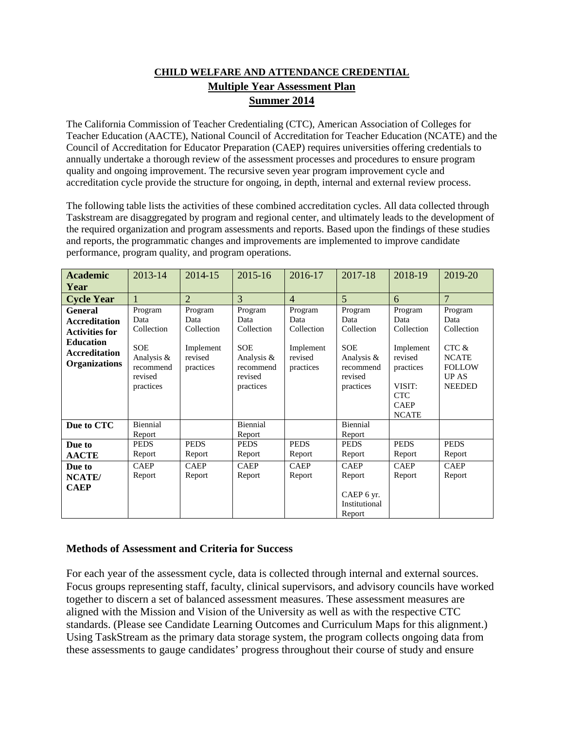# CHILD WELFARE AND ATTENDANCE CREDENTIAL

## Multiple Year Assessment Plan

## Summer 2014

The California Commission of Teacher Credentialing (CTC), American Association of Colleges for Teacher Education (AACTE), National Council of Accreditation for Teacher Education (NCATE) and the Council of Accreditation for Educator Preparation (CAEP) requires universities offering credentials to annually undertake a thorough review of the assessment processes and procedures to ensure program quality and ongoing improvement. The recursive seven year program improvement cycle and accreditation cycle provide the structure for ongoing, in depth, internal and external review process.

The following table lists the activities of these combined accreditation cycles. All data collected through Taskstream are disaggregated by program and regional center, and ultimately leads to the development of the required organization and program assessments and reports. Based upon the findings of these studies and reports, the programmatic changes and improvements are implemented to improve candidate performance, program quality, and program operations.

| **Academic Year** | 2013-14 | 2014-15 | 2015-16 | 2016-17 | 2017-18 | 2018-19 | 2019-20 |
|---|---|---|---|---|---|---|---|
| **Cycle Year** | 1 | 2 | 3 | 4 | 5 | 6 | 7 |
| **General Accreditation Activities for Education Accreditation Organizations** | Program Data Collection<br><br>SOE Analysis & recommend revised practices | Program Data Collection<br><br>Implement revised practices | Program Data Collection<br><br>SOE Analysis & recommend revised practices | Program Data Collection<br><br>Implement revised practices | Program Data Collection<br><br>SOE Analysis & recommend revised practices | Program Data Collection<br><br>Implement revised practices<br><br>VISIT: CTC CAEP NCATE | Program Data Collection<br><br>CTC & NCATE FOLLOW UP AS NEEDED |
| **Due to CTC** | Biennial Report | | Biennial Report | | Biennial Report | | |
| **Due to AACTE** | PEDS Report | PEDS Report | PEDS Report | PEDS Report | PEDS Report | PEDS Report | PEDS Report |
| **Due to NCATE/ CAEP** | CAEP Report | CAEP Report | CAEP Report | CAEP Report | CAEP Report<br><br>CAEP 6 yr. Institutional Report | CAEP Report | CAEP Report |

### Methods of Assessment and Criteria for Success

For each year of the assessment cycle, data is collected through internal and external sources. Focus groups representing staff, faculty, clinical supervisors, and advisory councils have worked together to discern a set of balanced assessment measures. These assessment measures are aligned with the Mission and Vision of the University as well as with the respective CTC standards. (Please see Candidate Learning Outcomes and Curriculum Maps for this alignment.) Using TaskStream as the primary data storage system, the program collects ongoing data from these assessments to gauge candidates' progress throughout their course of study and ensure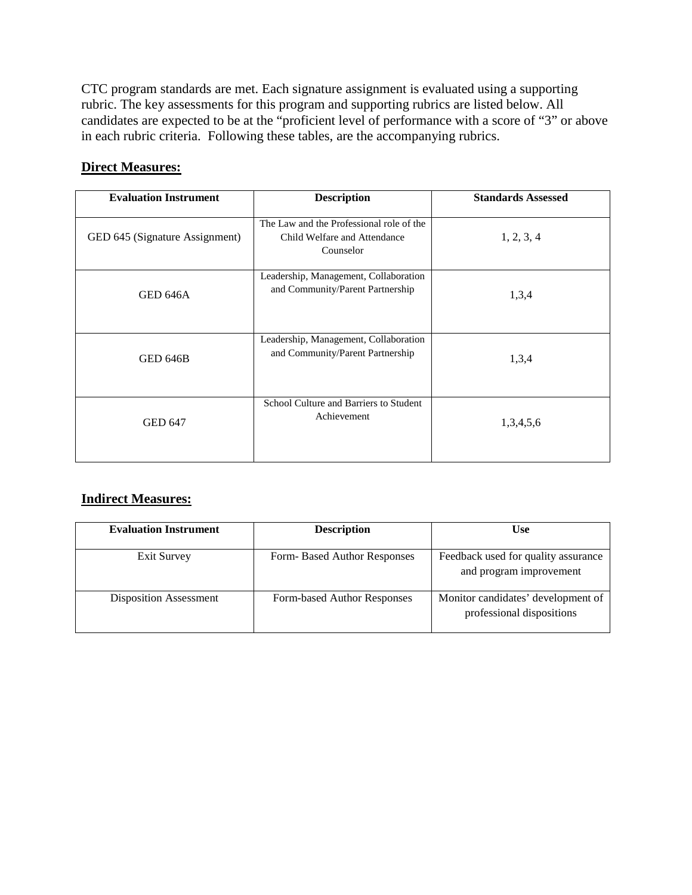CTC program standards are met. Each signature assignment is evaluated using a supporting rubric. The key assessments for this program and supporting rubrics are listed below. All candidates are expected to be at the "proficient level of performance with a score of "3" or above in each rubric criteria. Following these tables, are the accompanying rubrics.

**Direct Measures:**

| Evaluation Instrument | Description | Standards Assessed |
|---|---|---|
| GED 645 (Signature Assignment) | The Law and the Professional role of the Child Welfare and Attendance Counselor | 1, 2, 3, 4 |
| GED 646A | Leadership, Management, Collaboration and Community/Parent Partnership | 1,3,4 |
| GED 646B | Leadership, Management, Collaboration and Community/Parent Partnership | 1,3,4 |
| GED 647 | School Culture and Barriers to Student Achievement | 1,3,4,5,6 |

**Indirect Measures:**

| Evaluation Instrument | Description | Use |
|---|---|---|
| Exit Survey | Form- Based Author Responses | Feedback used for quality assurance and program improvement |
| Disposition Assessment | Form-based Author Responses | Monitor candidates' development of professional dispositions |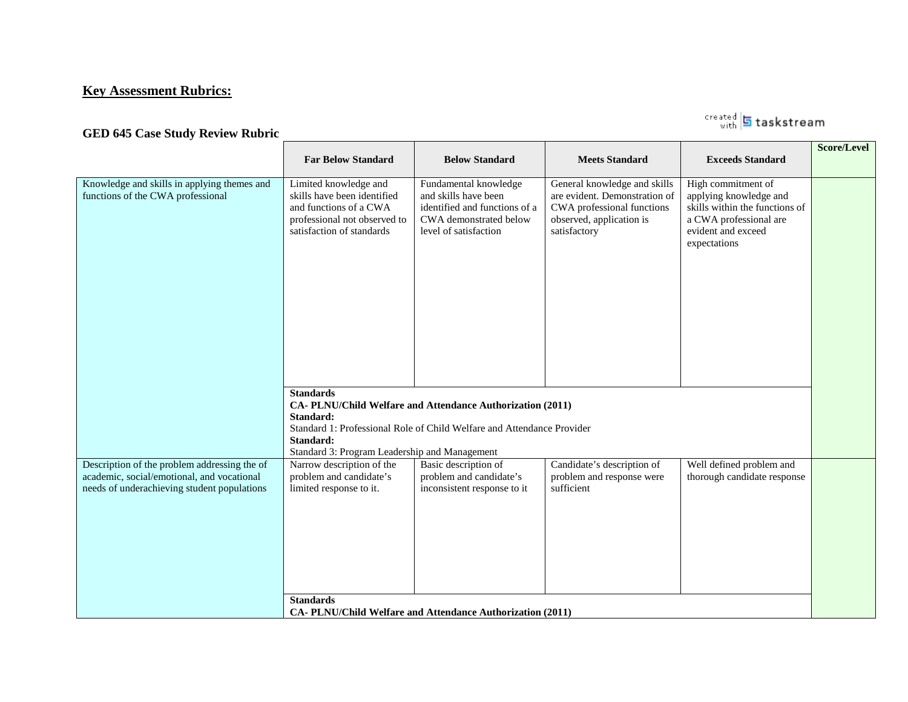## Key Assessment Rubrics:

### GED 645 Case Study Review Rubric

| | Far Below Standard | Below Standard | Meets Standard | Exceeds Standard | Score/Level |
|---|---|---|---|---|---|
| Knowledge and skills in applying themes and functions of the CWA professional | Limited knowledge and skills have been identified and functions of a CWA professional not observed to satisfaction of standards | Fundamental knowledge and skills have been identified and functions of a CWA demonstrated below level of satisfaction | General knowledge and skills are evident. Demonstration of CWA professional functions observed, application is satisfactory | High commitment of applying knowledge and skills within the functions of a CWA professional are evident and exceed expectations | |
| | **Standards** **CA- PLNU/Child Welfare and Attendance Authorization (2011)** **Standard:** Standard 1: Professional Role of Child Welfare and Attendance Provider **Standard:** Standard 3: Program Leadership and Management | | | | |
| Description of the problem addressing the of academic, social/emotional, and vocational needs of underachieving student populations | Narrow description of the problem and candidate's limited response to it. | Basic description of problem and candidate's inconsistent response to it | Candidate's description of problem and response were sufficient | Well defined problem and thorough candidate response | |
| | **Standards** **CA- PLNU/Child Welfare and Attendance Authorization (2011)** | | | | |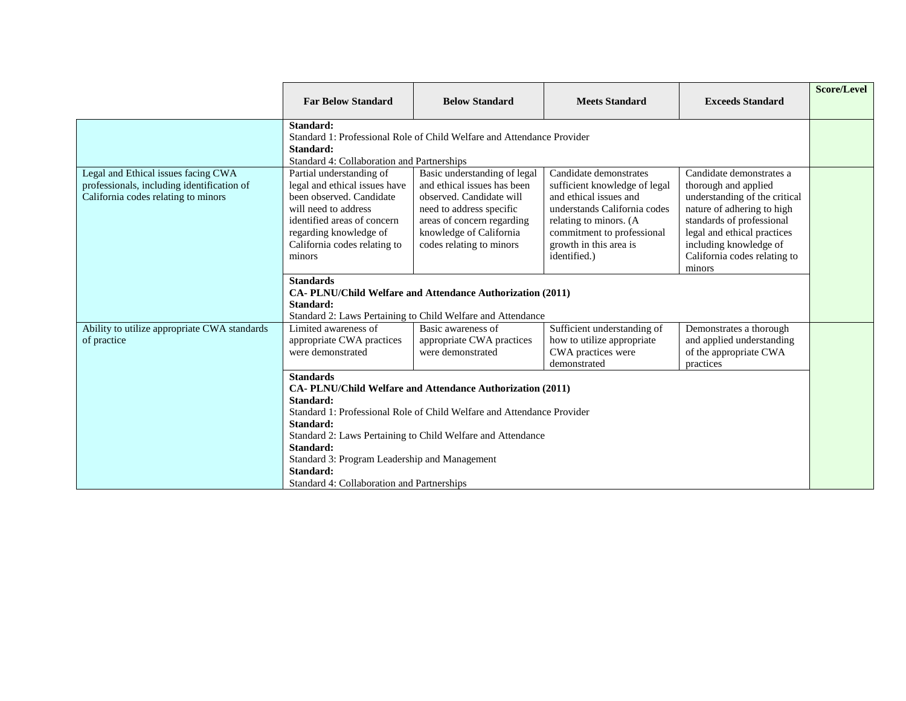| | Far Below Standard | Below Standard | Meets Standard | Exceeds Standard | Score/Level |
|---|---|---|---|---|---|
| | **Standard:** Standard 1: Professional Role of Child Welfare and Attendance Provider **Standard:** Standard 4: Collaboration and Partnerships | | | | |
| Legal and Ethical issues facing CWA professionals, including identification of California codes relating to minors | Partial understanding of legal and ethical issues have been observed. Candidate will need to address identified areas of concern regarding knowledge of California codes relating to minors | Basic understanding of legal and ethical issues has been observed. Candidate will need to address specific areas of concern regarding knowledge of California codes relating to minors | Candidate demonstrates sufficient knowledge of legal and ethical issues and understands California codes relating to minors. (A commitment to professional growth in this area is identified.) | Candidate demonstrates a thorough and applied understanding of the critical nature of adhering to high standards of professional legal and ethical practices including knowledge of California codes relating to minors | |
| | **Standards** **CA- PLNU/Child Welfare and Attendance Authorization (2011)** **Standard:** Standard 2: Laws Pertaining to Child Welfare and Attendance | | | | |
| Ability to utilize appropriate CWA standards of practice | Limited awareness of appropriate CWA practices were demonstrated | Basic awareness of appropriate CWA practices were demonstrated | Sufficient understanding of how to utilize appropriate CWA practices were demonstrated | Demonstrates a thorough and applied understanding of the appropriate CWA practices | |
| | **Standards** **CA- PLNU/Child Welfare and Attendance Authorization (2011)** **Standard:** Standard 1: Professional Role of Child Welfare and Attendance Provider **Standard:** Standard 2: Laws Pertaining to Child Welfare and Attendance **Standard:** Standard 3: Program Leadership and Management **Standard:** Standard 4: Collaboration and Partnerships | | | | |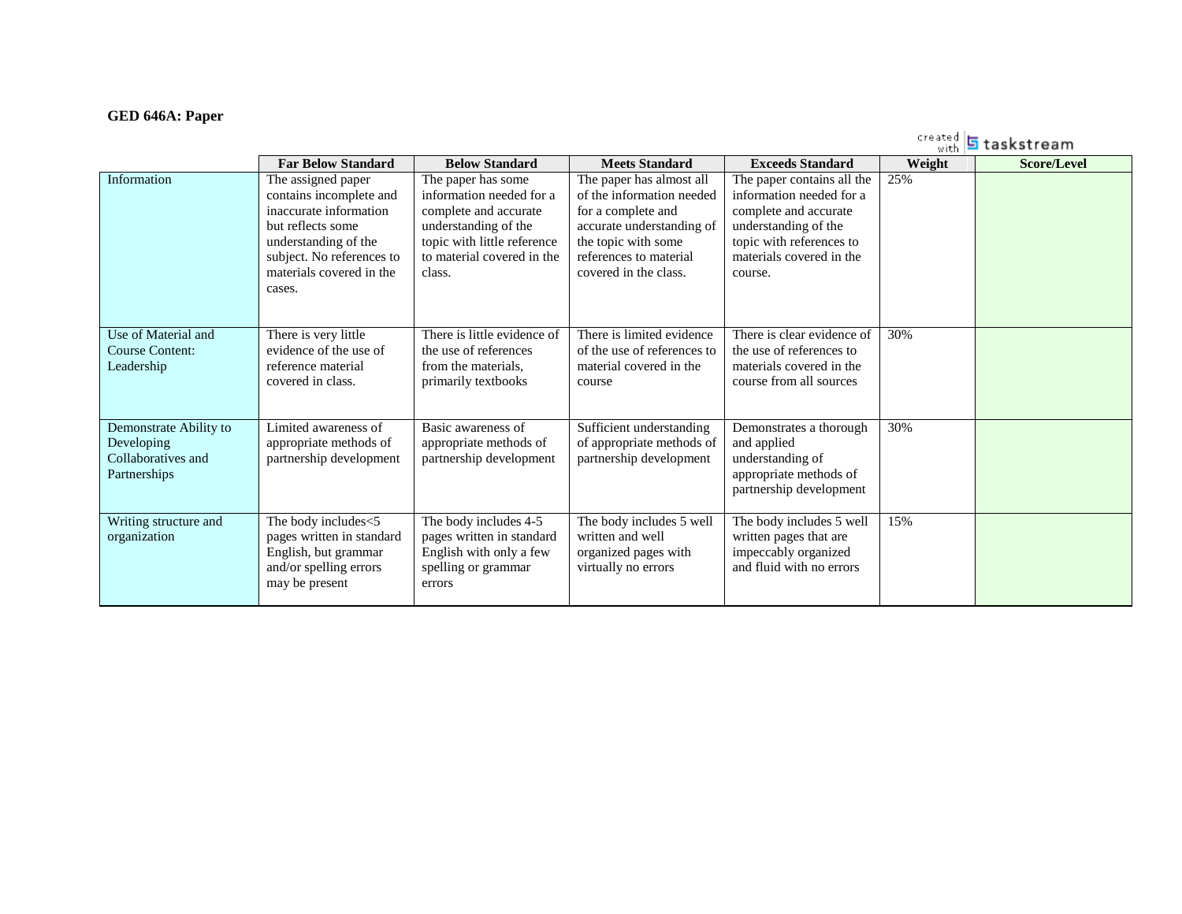**GED 646A: Paper**

created with taskstream

| | Far Below Standard | Below Standard | Meets Standard | Exceeds Standard | Weight | Score/Level |
|---|---|---|---|---|---|---|
| Information | The assigned paper contains incomplete and inaccurate information but reflects some understanding of the subject. No references to materials covered in the cases. | The paper has some information needed for a complete and accurate understanding of the topic with little reference to material covered in the class. | The paper has almost all of the information needed for a complete and accurate understanding of the topic with some references to material covered in the class. | The paper contains all the information needed for a complete and accurate understanding of the topic with references to materials covered in the course. | 25% | |
| Use of Material and Course Content: Leadership | There is very little evidence of the use of reference material covered in class. | There is little evidence of the use of references from the materials, primarily textbooks | There is limited evidence of the use of references to material covered in the course | There is clear evidence of the use of references to materials covered in the course from all sources | 30% | |
| Demonstrate Ability to Developing Collaboratives and Partnerships | Limited awareness of appropriate methods of partnership development | Basic awareness of appropriate methods of partnership development | Sufficient understanding of appropriate methods of partnership development | Demonstrates a thorough and applied understanding of appropriate methods of partnership development | 30% | |
| Writing structure and organization | The body includes<5 pages written in standard English, but grammar and/or spelling errors may be present | The body includes 4-5 pages written in standard English with only a few spelling or grammar errors | The body includes 5 well written and well organized pages with virtually no errors | The body includes 5 well written pages that are impeccably organized and fluid with no errors | 15% | |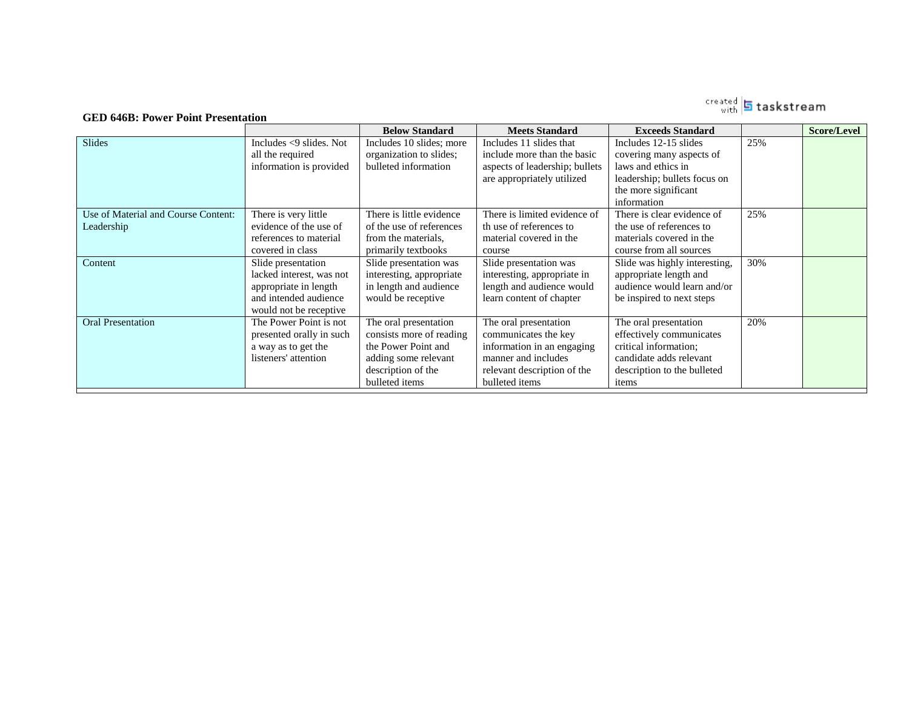**GED 646B: Power Point Presentation**

| | | Below Standard | Meets Standard | Exceeds Standard | | Score/Level |
|---|---|---|---|---|---|---|
| Slides | Includes <9 slides. Not all the required information is provided | Includes 10 slides; more organization to slides; bulleted information | Includes 11 slides that include more than the basic aspects of leadership; bullets are appropriately utilized | Includes 12-15 slides covering many aspects of laws and ethics in leadership; bullets focus on the more significant information | 25% | |
| Use of Material and Course Content: Leadership | There is very little evidence of the use of references to material covered in class | There is little evidence of the use of references from the materials, primarily textbooks | There is limited evidence of th use of references to material covered in the course | There is clear evidence of the use of references to materials covered in the course from all sources | 25% | |
| Content | Slide presentation lacked interest, was not appropriate in length and intended audience would not be receptive | Slide presentation was interesting, appropriate in length and audience would be receptive | Slide presentation was interesting, appropriate in length and audience would learn content of chapter | Slide was highly interesting, appropriate length and audience would learn and/or be inspired to next steps | 30% | |
| Oral Presentation | The Power Point is not presented orally in such a way as to get the listeners' attention | The oral presentation consists more of reading the Power Point and adding some relevant description of the bulleted items | The oral presentation communicates the key information in an engaging manner and includes relevant description of the bulleted items | The oral presentation effectively communicates critical information; candidate adds relevant description to the bulleted items | 20% | |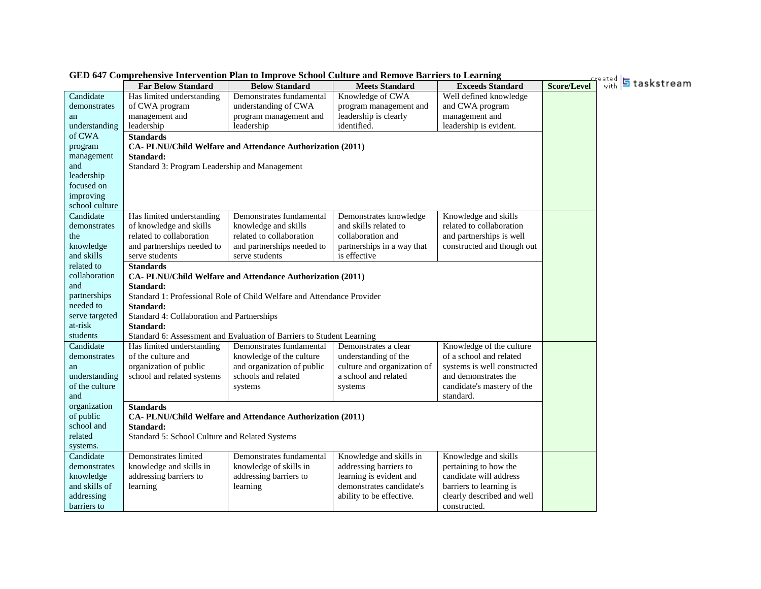# GED 647 Comprehensive Intervention Plan to Improve School Culture and Remove Barriers to Learning

| | Far Below Standard | Below Standard | Meets Standard | Exceeds Standard | Score/Level |
|---|---|---|---|---|---|
| Candidate demonstrates an understanding of CWA program management and leadership focused on improving school culture | Has limited understanding of CWA program management and leadership | Demonstrates fundamental understanding of CWA program management and leadership | Knowledge of CWA program management and leadership is clearly identified. | Well defined knowledge and CWA program management and leadership is evident. | |
| | **Standards**<br>**CA- PLNU/Child Welfare and Attendance Authorization (2011)**<br>**Standard:**<br>Standard 3: Program Leadership and Management | | | | |
| Candidate demonstrates the knowledge and skills related to collaboration and partnerships needed to serve targeted at-risk students | Has limited understanding of knowledge and skills related to collaboration and partnerships needed to serve students | Demonstrates fundamental knowledge and skills related to collaboration and partnerships needed to serve students | Demonstrates knowledge and skills related to collaboration and partnerships in a way that is effective | Knowledge and skills related to collaboration and partnerships is well constructed and though out | |
| | **Standards**<br>**CA- PLNU/Child Welfare and Attendance Authorization (2011)**<br>**Standard:**<br>Standard 1: Professional Role of Child Welfare and Attendance Provider<br>**Standard:**<br>Standard 4: Collaboration and Partnerships<br>**Standard:**<br>Standard 6: Assessment and Evaluation of Barriers to Student Learning | | | | |
| Candidate demonstrates an understanding of the culture and organization of public school and related systems. | Has limited understanding of the culture and organization of public school and related systems | Demonstrates fundamental knowledge of the culture and organization of public schools and related systems | Demonstrates a clear understanding of the culture and organization of a school and related systems | Knowledge of the culture of a school and related systems is well constructed and demonstrates the candidate's mastery of the standard. | |
| | **Standards**<br>**CA- PLNU/Child Welfare and Attendance Authorization (2011)**<br>**Standard:**<br>Standard 5: School Culture and Related Systems | | | | |
| Candidate demonstrates knowledge and skills of addressing barriers to | Demonstrates limited knowledge and skills in addressing barriers to learning | Demonstrates fundamental knowledge of skills in addressing barriers to learning | Knowledge and skills in addressing barriers to learning is evident and demonstrates candidate's ability to be effective. | Knowledge and skills pertaining to how the candidate will address barriers to learning is clearly described and well constructed. | |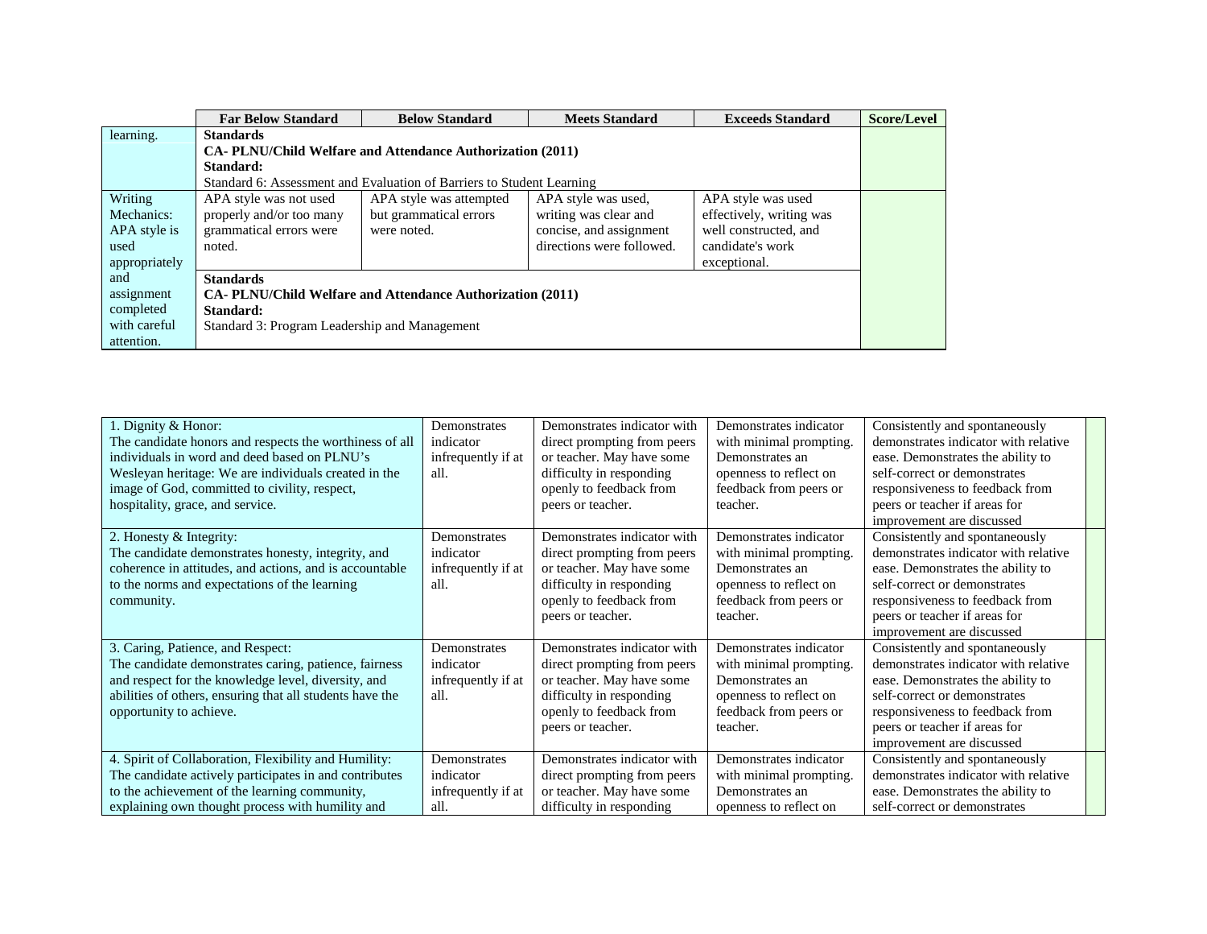| | Far Below Standard | Below Standard | Meets Standard | Exceeds Standard | Score/Level |
|---|---|---|---|---|---|
| learning. | **Standards**<br>**CA- PLNU/Child Welfare and Attendance Authorization (2011)**<br>**Standard:**<br>Standard 6: Assessment and Evaluation of Barriers to Student Learning | | | | |
| Writing Mechanics: APA style is used appropriately and assignment completed with careful attention. | APA style was not used properly and/or too many grammatical errors were noted. | APA style was attempted but grammatical errors were noted. | APA style was used, writing was clear and concise, and assignment directions were followed. | APA style was used effectively, writing was well constructed, and candidate's work exceptional. | |
| | **Standards**<br>**CA- PLNU/Child Welfare and Attendance Authorization (2011)**<br>**Standard:**<br>Standard 3: Program Leadership and Management | | | | |

| | | | | | |
|---|---|---|---|---|---|
| 1. Dignity & Honor:<br>The candidate honors and respects the worthiness of all individuals in word and deed based on PLNU's Wesleyan heritage: We are individuals created in the image of God, committed to civility, respect, hospitality, grace, and service. | Demonstrates indicator infrequently if at all. | Demonstrates indicator with direct prompting from peers or teacher. May have some difficulty in responding openly to feedback from peers or teacher. | Demonstrates indicator with minimal prompting. Demonstrates an openness to reflect on feedback from peers or teacher. | Consistently and spontaneously demonstrates indicator with relative ease. Demonstrates the ability to self-correct or demonstrates responsiveness to feedback from peers or teacher if areas for improvement are discussed | |
| 2. Honesty & Integrity:<br>The candidate demonstrates honesty, integrity, and coherence in attitudes, and actions, and is accountable to the norms and expectations of the learning community. | Demonstrates indicator infrequently if at all. | Demonstrates indicator with direct prompting from peers or teacher. May have some difficulty in responding openly to feedback from peers or teacher. | Demonstrates indicator with minimal prompting. Demonstrates an openness to reflect on feedback from peers or teacher. | Consistently and spontaneously demonstrates indicator with relative ease. Demonstrates the ability to self-correct or demonstrates responsiveness to feedback from peers or teacher if areas for improvement are discussed | |
| 3. Caring, Patience, and Respect:<br>The candidate demonstrates caring, patience, fairness and respect for the knowledge level, diversity, and abilities of others, ensuring that all students have the opportunity to achieve. | Demonstrates indicator infrequently if at all. | Demonstrates indicator with direct prompting from peers or teacher. May have some difficulty in responding openly to feedback from peers or teacher. | Demonstrates indicator with minimal prompting. Demonstrates an openness to reflect on feedback from peers or teacher. | Consistently and spontaneously demonstrates indicator with relative ease. Demonstrates the ability to self-correct or demonstrates responsiveness to feedback from peers or teacher if areas for improvement are discussed | |
| 4. Spirit of Collaboration, Flexibility and Humility:<br>The candidate actively participates in and contributes to the achievement of the learning community, explaining own thought process with humility and | Demonstrates indicator infrequently if at all. | Demonstrates indicator with direct prompting from peers or teacher. May have some difficulty in responding | Demonstrates indicator with minimal prompting. Demonstrates an openness to reflect on | Consistently and spontaneously demonstrates indicator with relative ease. Demonstrates the ability to self-correct or demonstrates | |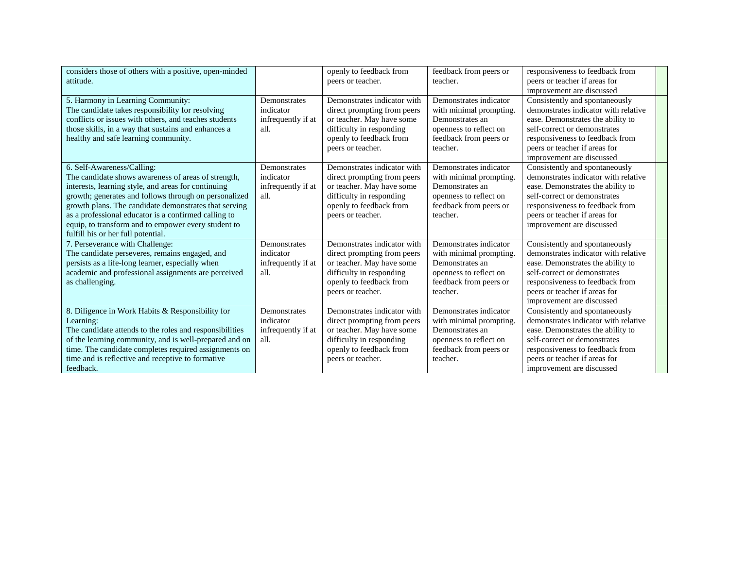| | | | | | |
|---|---|---|---|---|---|
| considers those of others with a positive, open-minded attitude. | | openly to feedback from peers or teacher. | feedback from peers or teacher. | responsiveness to feedback from peers or teacher if areas for improvement are discussed | |
| 5. Harmony in Learning Community: The candidate takes responsibility for resolving conflicts or issues with others, and teaches students those skills, in a way that sustains and enhances a healthy and safe learning community. | Demonstrates indicator infrequently if at all. | Demonstrates indicator with direct prompting from peers or teacher. May have some difficulty in responding openly to feedback from peers or teacher. | Demonstrates indicator with minimal prompting. Demonstrates an openness to reflect on feedback from peers or teacher. | Consistently and spontaneously demonstrates indicator with relative ease. Demonstrates the ability to self-correct or demonstrates responsiveness to feedback from peers or teacher if areas for improvement are discussed | |
| 6. Self-Awareness/Calling: The candidate shows awareness of areas of strength, interests, learning style, and areas for continuing growth; generates and follows through on personalized growth plans. The candidate demonstrates that serving as a professional educator is a confirmed calling to equip, to transform and to empower every student to fulfill his or her full potential. | Demonstrates indicator infrequently if at all. | Demonstrates indicator with direct prompting from peers or teacher. May have some difficulty in responding openly to feedback from peers or teacher. | Demonstrates indicator with minimal prompting. Demonstrates an openness to reflect on feedback from peers or teacher. | Consistently and spontaneously demonstrates indicator with relative ease. Demonstrates the ability to self-correct or demonstrates responsiveness to feedback from peers or teacher if areas for improvement are discussed | |
| 7. Perseverance with Challenge: The candidate perseveres, remains engaged, and persists as a life-long learner, especially when academic and professional assignments are perceived as challenging. | Demonstrates indicator infrequently if at all. | Demonstrates indicator with direct prompting from peers or teacher. May have some difficulty in responding openly to feedback from peers or teacher. | Demonstrates indicator with minimal prompting. Demonstrates an openness to reflect on feedback from peers or teacher. | Consistently and spontaneously demonstrates indicator with relative ease. Demonstrates the ability to self-correct or demonstrates responsiveness to feedback from peers or teacher if areas for improvement are discussed | |
| 8. Diligence in Work Habits & Responsibility for Learning: The candidate attends to the roles and responsibilities of the learning community, and is well-prepared and on time. The candidate completes required assignments on time and is reflective and receptive to formative feedback. | Demonstrates indicator infrequently if at all. | Demonstrates indicator with direct prompting from peers or teacher. May have some difficulty in responding openly to feedback from peers or teacher. | Demonstrates indicator with minimal prompting. Demonstrates an openness to reflect on feedback from peers or teacher. | Consistently and spontaneously demonstrates indicator with relative ease. Demonstrates the ability to self-correct or demonstrates responsiveness to feedback from peers or teacher if areas for improvement are discussed | |